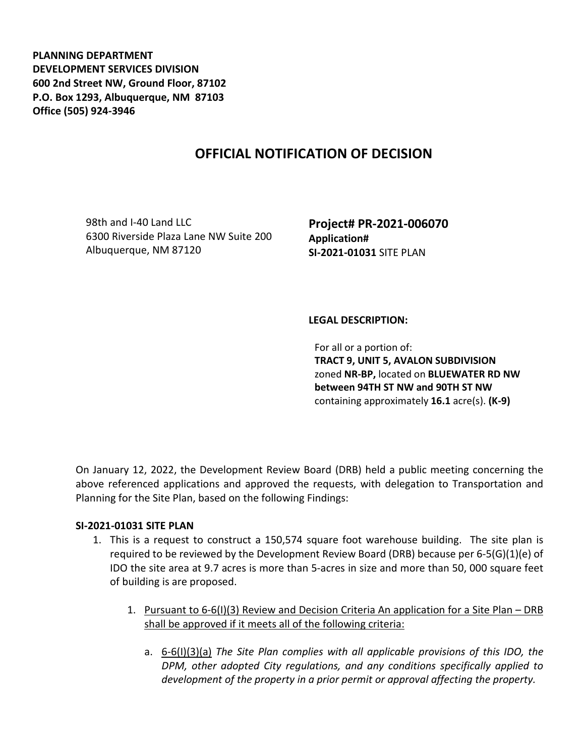**PLANNING DEPARTMENT**
**DEVELOPMENT SERVICES DIVISION**
**600 2nd Street NW, Ground Floor, 87102**
**P.O. Box 1293, Albuquerque, NM 87103**
**Office (505) 924-3946**

# OFFICIAL NOTIFICATION OF DECISION

98th and I-40 Land LLC
6300 Riverside Plaza Lane NW Suite 200
Albuquerque, NM 87120

**Project# PR-2021-006070**
**Application#**
**SI-2021-01031** SITE PLAN

**LEGAL DESCRIPTION:**

For all or a portion of:
**TRACT 9, UNIT 5, AVALON SUBDIVISION**
zoned **NR-BP,** located on **BLUEWATER RD NW between 94TH ST NW and 90TH ST NW**
containing approximately **16.1** acre(s). **(K-9)**

On January 12, 2022, the Development Review Board (DRB) held a public meeting concerning the above referenced applications and approved the requests, with delegation to Transportation and Planning for the Site Plan, based on the following Findings:

**SI-2021-01031 SITE PLAN**

1. This is a request to construct a 150,574 square foot warehouse building. The site plan is required to be reviewed by the Development Review Board (DRB) because per 6-5(G)(1)(e) of IDO the site area at 9.7 acres is more than 5-acres in size and more than 50, 000 square feet of building is are proposed.

    1. Pursuant to 6-6(I)(3) Review and Decision Criteria An application for a Site Plan – DRB shall be approved if it meets all of the following criteria:

        a. 6-6(I)(3)(a) *The Site Plan complies with all applicable provisions of this IDO, the DPM, other adopted City regulations, and any conditions specifically applied to development of the property in a prior permit or approval affecting the property.*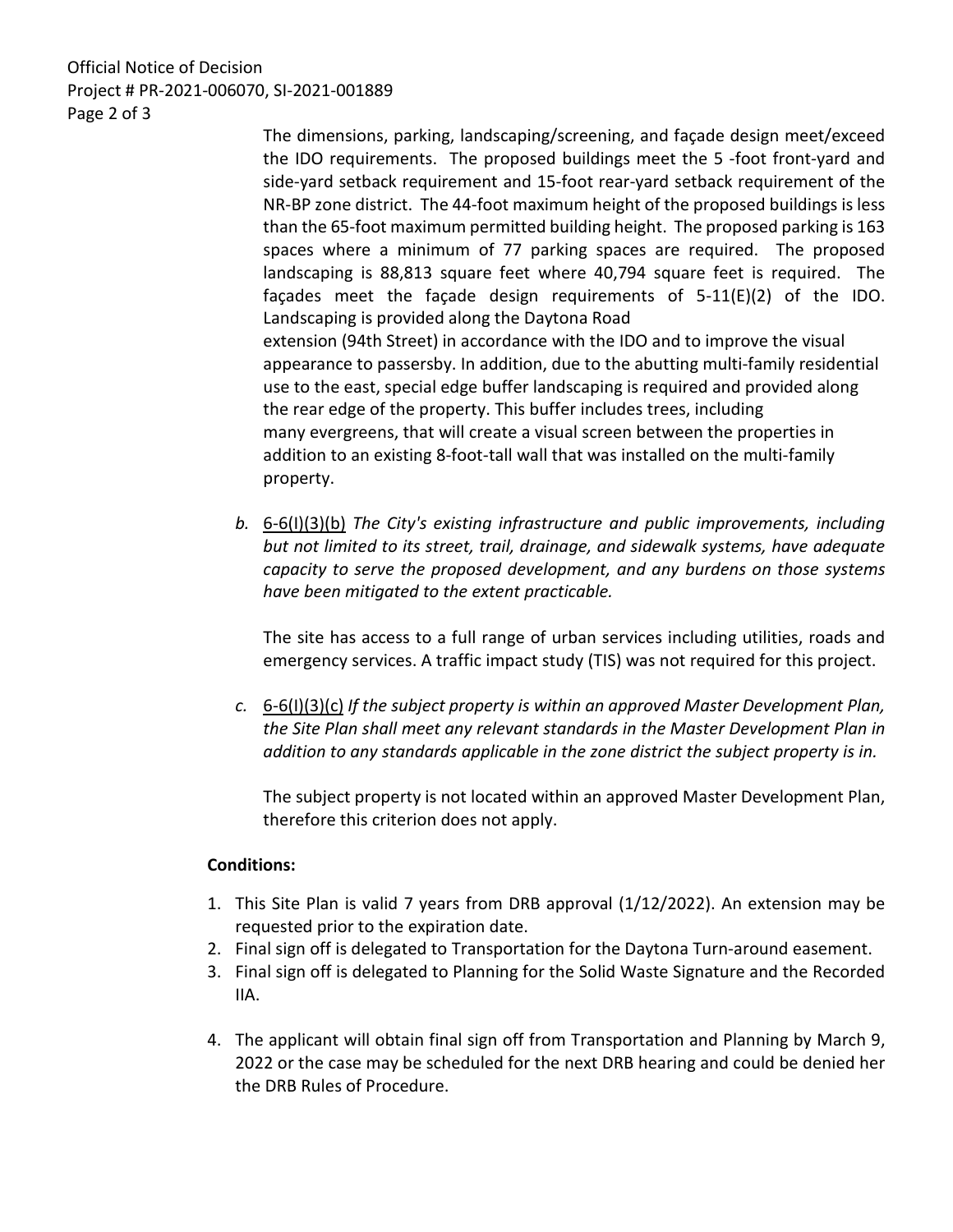The dimensions, parking, landscaping/screening, and façade design meet/exceed the IDO requirements. The proposed buildings meet the 5 -foot front-yard and side-yard setback requirement and 15-foot rear-yard setback requirement of the NR-BP zone district. The 44-foot maximum height of the proposed buildings is less than the 65-foot maximum permitted building height. The proposed parking is 163 spaces where a minimum of 77 parking spaces are required. The proposed landscaping is 88,813 square feet where 40,794 square feet is required. The façades meet the façade design requirements of 5-11(E)(2) of the IDO. Landscaping is provided along the Daytona Road extension (94th Street) in accordance with the IDO and to improve the visual appearance to passersby. In addition, due to the abutting multi-family residential use to the east, special edge buffer landscaping is required and provided along the rear edge of the property. This buffer includes trees, including many evergreens, that will create a visual screen between the properties in addition to an existing 8-foot-tall wall that was installed on the multi-family property.

*b.* 6-6(I)(3)(b) *The City's existing infrastructure and public improvements, including but not limited to its street, trail, drainage, and sidewalk systems, have adequate capacity to serve the proposed development, and any burdens on those systems have been mitigated to the extent practicable.*

The site has access to a full range of urban services including utilities, roads and emergency services. A traffic impact study (TIS) was not required for this project.

*c.* 6-6(I)(3)(c) *If the subject property is within an approved Master Development Plan, the Site Plan shall meet any relevant standards in the Master Development Plan in addition to any standards applicable in the zone district the subject property is in.*

The subject property is not located within an approved Master Development Plan, therefore this criterion does not apply.

**Conditions:**

1. This Site Plan is valid 7 years from DRB approval (1/12/2022). An extension may be requested prior to the expiration date.
2. Final sign off is delegated to Transportation for the Daytona Turn-around easement.
3. Final sign off is delegated to Planning for the Solid Waste Signature and the Recorded IIA.
4. The applicant will obtain final sign off from Transportation and Planning by March 9, 2022 or the case may be scheduled for the next DRB hearing and could be denied her the DRB Rules of Procedure.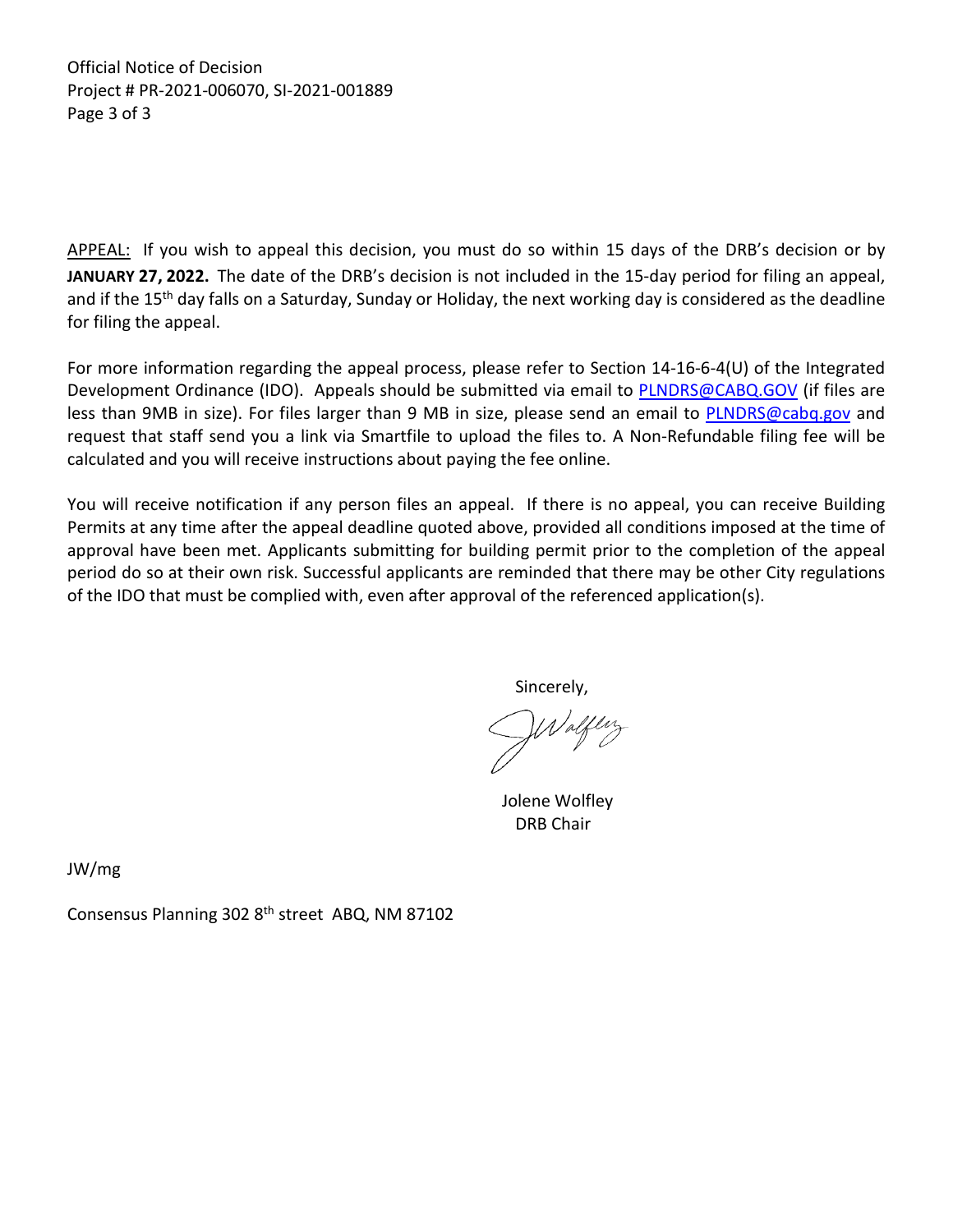APPEAL: If you wish to appeal this decision, you must do so within 15 days of the DRB's decision or by **JANUARY 27, 2022.** The date of the DRB's decision is not included in the 15-day period for filing an appeal, and if the 15th day falls on a Saturday, Sunday or Holiday, the next working day is considered as the deadline for filing the appeal.

For more information regarding the appeal process, please refer to Section 14-16-6-4(U) of the Integrated Development Ordinance (IDO). Appeals should be submitted via email to PLNDRS@CABQ.GOV (if files are less than 9MB in size). For files larger than 9 MB in size, please send an email to PLNDRS@cabq.gov and request that staff send you a link via Smartfile to upload the files to. A Non-Refundable filing fee will be calculated and you will receive instructions about paying the fee online.

You will receive notification if any person files an appeal. If there is no appeal, you can receive Building Permits at any time after the appeal deadline quoted above, provided all conditions imposed at the time of approval have been met. Applicants submitting for building permit prior to the completion of the appeal period do so at their own risk. Successful applicants are reminded that there may be other City regulations of the IDO that must be complied with, even after approval of the referenced application(s).

Sincerely,

JWolfley

Jolene Wolfley
DRB Chair

JW/mg

Consensus Planning 302 8th street ABQ, NM 87102